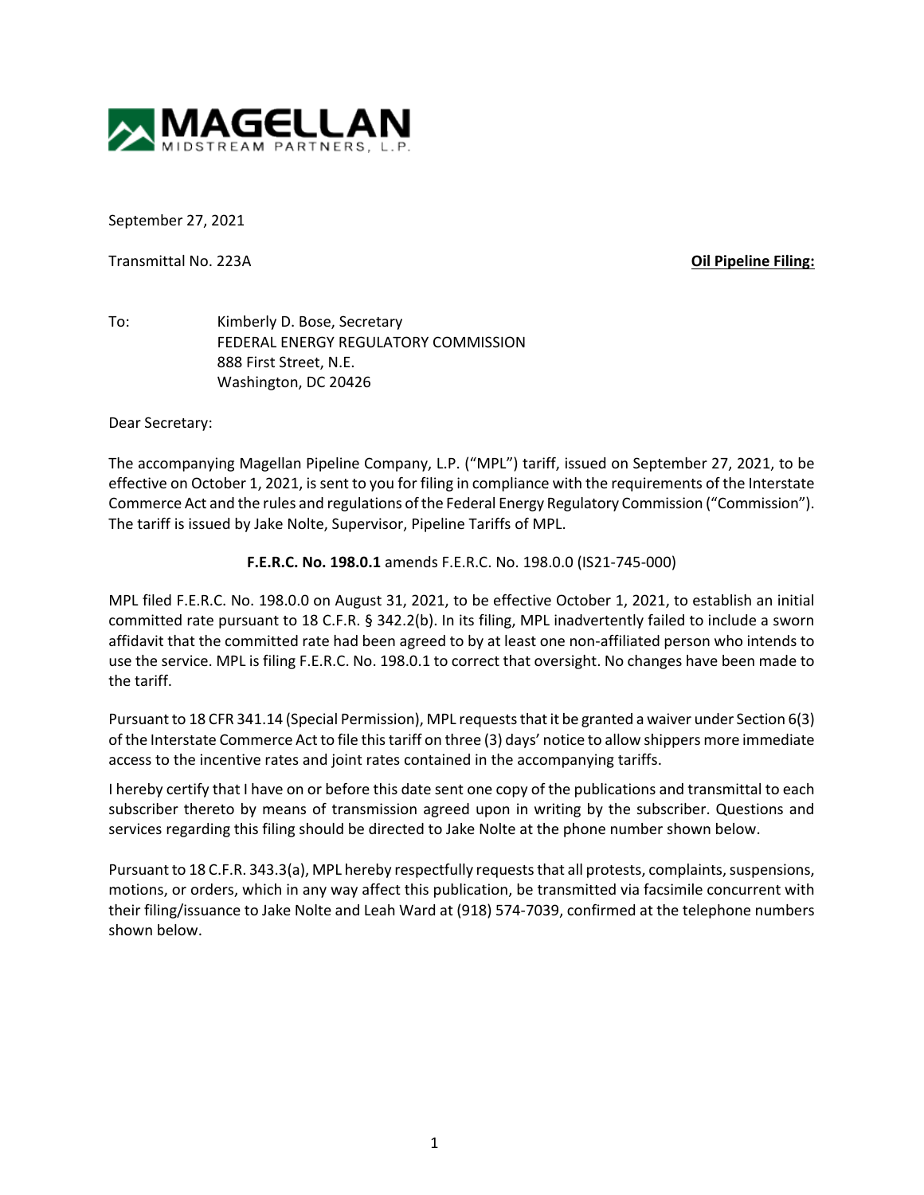MAGELLAN
MIDSTREAM PARTNERS, L.P.

September 27, 2021

Transmittal No. 223A **Oil Pipeline Filing:**

To: Kimberly D. Bose, Secretary
FEDERAL ENERGY REGULATORY COMMISSION
888 First Street, N.E.
Washington, DC 20426

Dear Secretary:

The accompanying Magellan Pipeline Company, L.P. ("MPL") tariff, issued on September 27, 2021, to be effective on October 1, 2021, is sent to you for filing in compliance with the requirements of the Interstate Commerce Act and the rules and regulations of the Federal Energy Regulatory Commission ("Commission"). The tariff is issued by Jake Nolte, Supervisor, Pipeline Tariffs of MPL.

**F.E.R.C. No. 198.0.1** amends F.E.R.C. No. 198.0.0 (IS21-745-000)

MPL filed F.E.R.C. No. 198.0.0 on August 31, 2021, to be effective October 1, 2021, to establish an initial committed rate pursuant to 18 C.F.R. § 342.2(b). In its filing, MPL inadvertently failed to include a sworn affidavit that the committed rate had been agreed to by at least one non-affiliated person who intends to use the service. MPL is filing F.E.R.C. No. 198.0.1 to correct that oversight. No changes have been made to the tariff.

Pursuant to 18 CFR 341.14 (Special Permission), MPL requests that it be granted a waiver under Section 6(3) of the Interstate Commerce Act to file this tariff on three (3) days' notice to allow shippers more immediate access to the incentive rates and joint rates contained in the accompanying tariffs.

I hereby certify that I have on or before this date sent one copy of the publications and transmittal to each subscriber thereto by means of transmission agreed upon in writing by the subscriber. Questions and services regarding this filing should be directed to Jake Nolte at the phone number shown below.

Pursuant to 18 C.F.R. 343.3(a), MPL hereby respectfully requests that all protests, complaints, suspensions, motions, or orders, which in any way affect this publication, be transmitted via facsimile concurrent with their filing/issuance to Jake Nolte and Leah Ward at (918) 574-7039, confirmed at the telephone numbers shown below.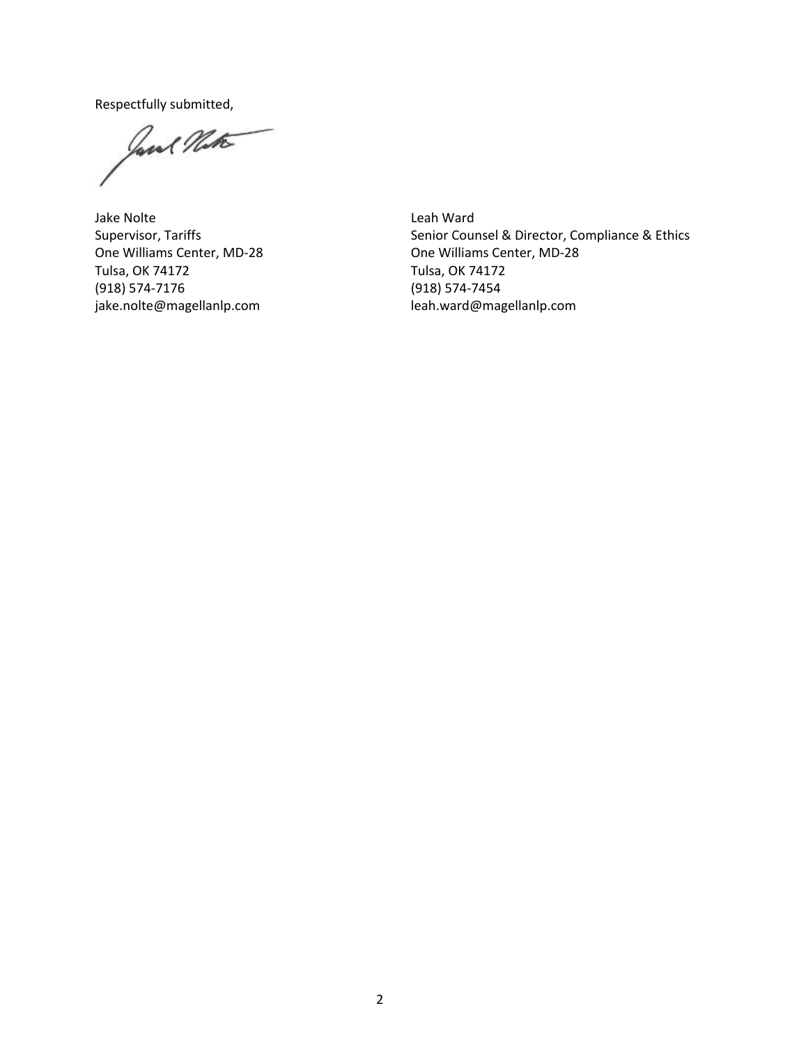Respectfully submitted,

Jake Nolte
Supervisor, Tariffs
One Williams Center, MD-28
Tulsa, OK 74172
(918) 574-7176
jake.nolte@magellanlp.com

Leah Ward
Senior Counsel & Director, Compliance & Ethics
One Williams Center, MD-28
Tulsa, OK 74172
(918) 574-7454
leah.ward@magellanlp.com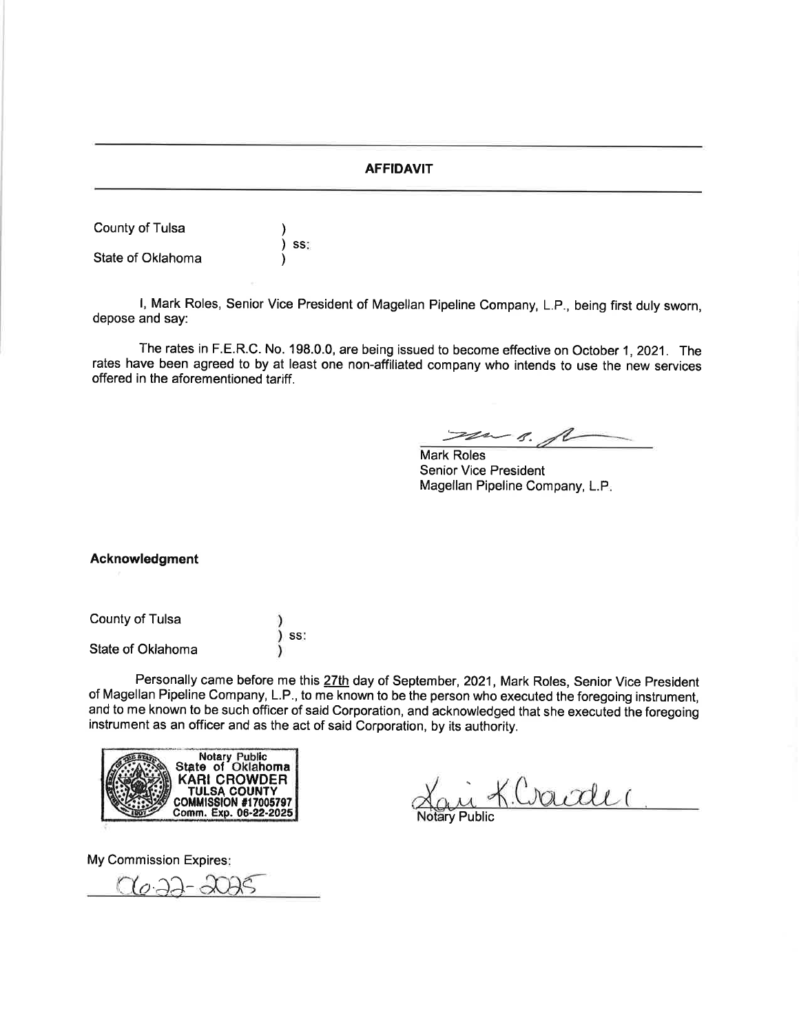## AFFIDAVIT

County of Tulsa )
) ss:
State of Oklahoma )

I, Mark Roles, Senior Vice President of Magellan Pipeline Company, L.P., being first duly sworn, depose and say:

The rates in F.E.R.C. No. 198.0.0, are being issued to become effective on October 1, 2021. The rates have been agreed to by at least one non-affiliated company who intends to use the new services offered in the aforementioned tariff.

Mark Roles
Senior Vice President
Magellan Pipeline Company, L.P.

**Acknowledgment**

County of Tulsa )
) ss:
State of Oklahoma )

Personally came before me this 27th day of September, 2021, Mark Roles, Senior Vice President of Magellan Pipeline Company, L.P., to me known to be the person who executed the foregoing instrument, and to me known to be such officer of said Corporation, and acknowledged that she executed the foregoing instrument as an officer and as the act of said Corporation, by its authority.

Notary Public
State of Oklahoma
KARI CROWDER
TULSA COUNTY
COMMISSION #17005797
Comm. Exp. 06-22-2025

Notary Public

My Commission Expires:
06-22-2025